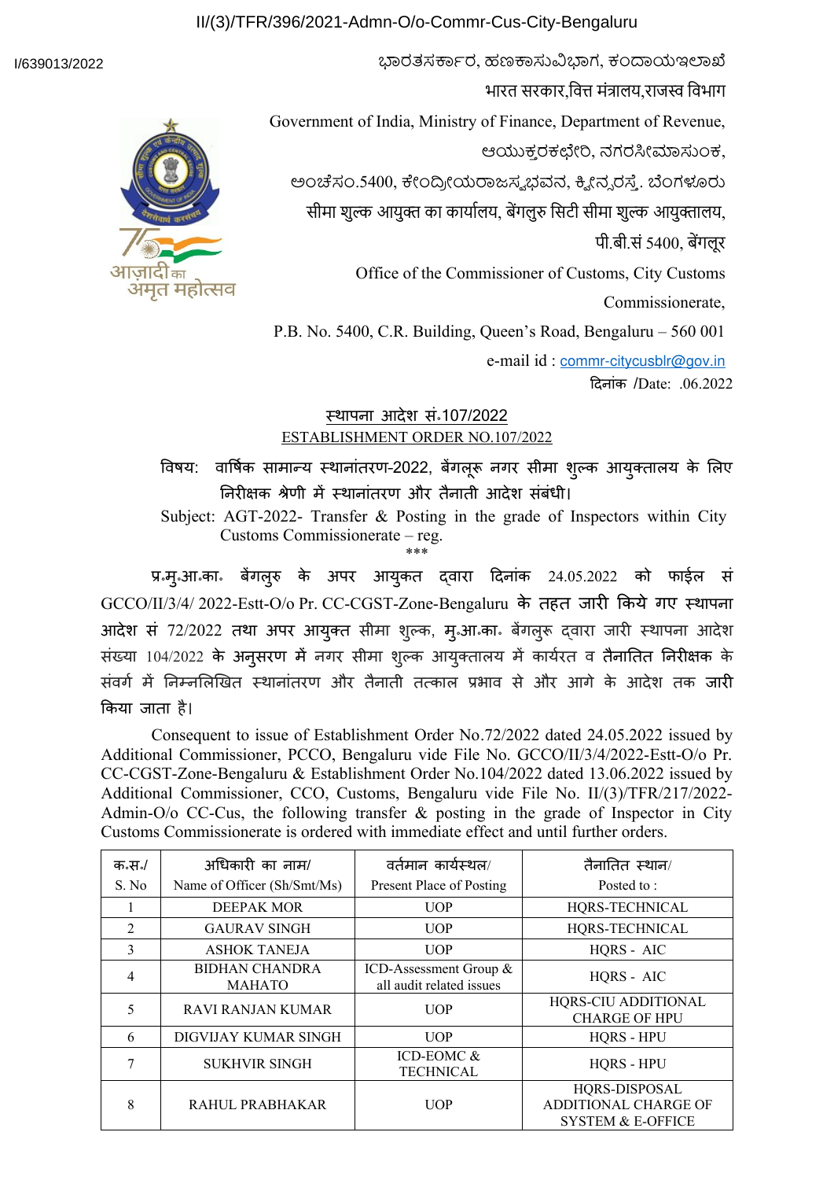II/(3)/TFR/396/2021-Admn-O/o-Commr-Cus-City-Bengaluru

I/639013/2022

ಭಾರತಸರ್ಕಾರ, ಹಣಕಾಸುವಿಭಾಗ, ಕಂದಾಯಇಲಾಖೆ

भारत सरकार,वित्त मंत्रालय,राजस्व विभाग

Government of India, Ministry of Finance, Department of Revenue,

ಆಯುಕ್ತರಕಛೇರಿ, ನಗರಸೀಮಾಸುಂಕ,

ಅಂಚೆಸಂ.5400, ಕೇಂದ್ರೀಯರಾಜಸ್ವಭವನ, ಕ್ವೀನ್ಸ್‌ರಸ್ತೆ. ಬೆಂಗಳೂರು

सीमा शुल्क आयुक्त का कार्यालय, बेंगलुरु सिटी सीमा शुल्क आयुक्तालय,

पी.बी.सं 5400, बेंगलूर

Office of the Commissioner of Customs, City Customs Commissionerate,

P.B. No. 5400, C.R. Building, Queen's Road, Bengaluru – 560 001

e-mail id : commr-citycusblr@gov.in

दिनांक /Date: .06.2022

## स्थापना आदेश सं.107/2022

## ESTABLISHMENT ORDER NO.107/2022

विषय: वार्षिक सामान्य स्थानांतरण-2022, बेंगलूरु नगर सीमा शुल्क आयुक्तालय के लिए निरीक्षक श्रेणी में स्थानांतरण और तैनाती आदेश संबंधी।

Subject: AGT-2022- Transfer & Posting in the grade of Inspectors within City Customs Commissionerate – reg.

\*\*\*

प्र.मु.आ.का. बेंगलुरु के अपर आयुक्त द्वारा दिनांक 24.05.2022 को फाईल सं GCCO/II/3/4/ 2022-Estt-O/o Pr. CC-CGST-Zone-Bengaluru के तहत जारी किये गए स्थापना आदेश सं 72/2022 तथा अपर आयुक्त सीमा शुल्क, मु.आ.का. बेंगलुरु द्वारा जारी स्थापना आदेश संख्या 104/2022 के अनुसरण में नगर सीमा शुल्क आयुक्तालय में कार्यरत व तैनातित निरीक्षक के संवर्ग में निम्नलिखित स्थानांतरण और तैनाती तत्काल प्रभाव से और आगे के आदेश तक जारी किया जाता है।

Consequent to issue of Establishment Order No.72/2022 dated 24.05.2022 issued by Additional Commissioner, PCCO, Bengaluru vide File No. GCCO/II/3/4/2022-Estt-O/o Pr. CC-CGST-Zone-Bengaluru & Establishment Order No.104/2022 dated 13.06.2022 issued by Additional Commissioner, CCO, Customs, Bengaluru vide File No. II/(3)/TFR/217/2022-Admin-O/o CC-Cus, the following transfer & posting in the grade of Inspector in City Customs Commissionerate is ordered with immediate effect and until further orders.

| क.स./ S. No | अधिकारी का नाम/ Name of Officer (Sh/Smt/Ms) | वर्तमान कार्यस्थल/ Present Place of Posting | तैनातित स्थान/ Posted to : |
|---|---|---|---|
| 1 | DEEPAK MOR | UOP | HQRS-TECHNICAL |
| 2 | GAURAV SINGH | UOP | HQRS-TECHNICAL |
| 3 | ASHOK TANEJA | UOP | HQRS - AIC |
| 4 | BIDHAN CHANDRA MAHATO | ICD-Assessment Group & all audit related issues | HQRS - AIC |
| 5 | RAVI RANJAN KUMAR | UOP | HQRS-CIU ADDITIONAL CHARGE OF HPU |
| 6 | DIGVIJAY KUMAR SINGH | UOP | HQRS - HPU |
| 7 | SUKHVIR SINGH | ICD-EOMC & TECHNICAL | HQRS - HPU |
| 8 | RAHUL PRABHAKAR | UOP | HQRS-DISPOSAL ADDITIONAL CHARGE OF SYSTEM & E-OFFICE |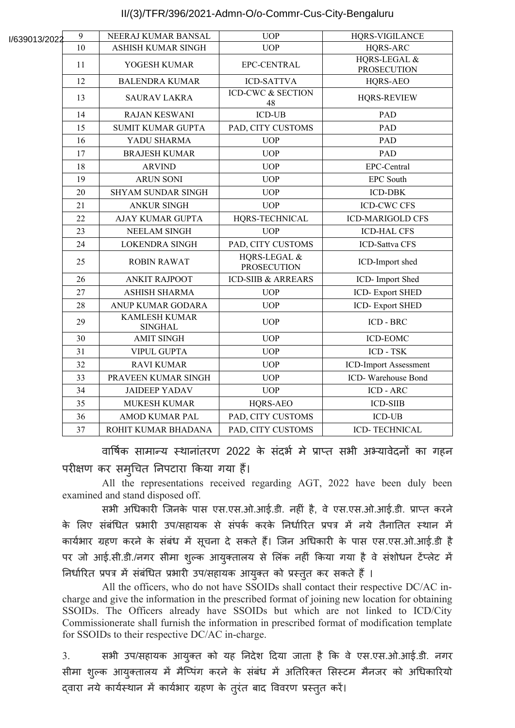| 9 | NEERAJ KUMAR BANSAL | UOP | HQRS-VIGILANCE |
|---|---|---|---|
| 10 | ASHISH KUMAR SINGH | UOP | HQRS-ARC |
| 11 | YOGESH KUMAR | EPC-CENTRAL | HQRS-LEGAL & PROSECUTION |
| 12 | BALENDRA KUMAR | ICD-SATTVA | HQRS-AEO |
| 13 | SAURAV LAKRA | ICD-CWC & SECTION 48 | HQRS-REVIEW |
| 14 | RAJAN KESWANI | ICD-UB | PAD |
| 15 | SUMIT KUMAR GUPTA | PAD, CITY CUSTOMS | PAD |
| 16 | YADU SHARMA | UOP | PAD |
| 17 | BRAJESH KUMAR | UOP | PAD |
| 18 | ARVIND | UOP | EPC-Central |
| 19 | ARUN SONI | UOP | EPC South |
| 20 | SHYAM SUNDAR SINGH | UOP | ICD-DBK |
| 21 | ANKUR SINGH | UOP | ICD-CWC CFS |
| 22 | AJAY KUMAR GUPTA | HQRS-TECHNICAL | ICD-MARIGOLD CFS |
| 23 | NEELAM SINGH | UOP | ICD-HAL CFS |
| 24 | LOKENDRA SINGH | PAD, CITY CUSTOMS | ICD-Sattva CFS |
| 25 | ROBIN RAWAT | HQRS-LEGAL & PROSECUTION | ICD-Import shed |
| 26 | ANKIT RAJPOOT | ICD-SIIB & ARREARS | ICD- Import Shed |
| 27 | ASHISH SHARMA | UOP | ICD- Export SHED |
| 28 | ANUP KUMAR GODARA | UOP | ICD- Export SHED |
| 29 | KAMLESH KUMAR SINGHAL | UOP | ICD - BRC |
| 30 | AMIT SINGH | UOP | ICD-EOMC |
| 31 | VIPUL GUPTA | UOP | ICD - TSK |
| 32 | RAVI KUMAR | UOP | ICD-Import Assessment |
| 33 | PRAVEEN KUMAR SINGH | UOP | ICD- Warehouse Bond |
| 34 | JAIDEEP YADAV | UOP | ICD - ARC |
| 35 | MUKESH KUMAR | HQRS-AEO | ICD-SIIB |
| 36 | AMOD KUMAR PAL | PAD, CITY CUSTOMS | ICD-UB |
| 37 | ROHIT KUMAR BHADANA | PAD, CITY CUSTOMS | ICD- TECHNICAL |

वार्षिक सामान्य स्थानांतरण 2022 के संदर्भ मे प्राप्त सभी अभ्यावेदनों का गहन परीक्षण कर समुचित निपटारा किया गया हैं।

All the representations received regarding AGT, 2022 have been duly been examined and stand disposed off.

सभी अधिकारी जिनके पास एस.एस.ओ.आई.डी. नहीं है, वे एस.एस.ओ.आई.डी. प्राप्त करने के लिए संबंधित प्रभारी उप/सहायक से संपर्क करके निर्धारित प्रपत्र में नये तैनातित स्थान में कार्यभार ग्रहण करने के संबंध में सूचना दे सकते हैं। जिन अधिकारी के पास एस.एस.ओ.आई.डी है पर जो आई.सी.डी./नगर सीमा शुल्क आयुक्तालय से लिंक नहीं किया गया है वे संशोधन टेंप्लेट में निर्धारित प्रपत्र में संबंधित प्रभारी उप/सहायक आयुक्त को प्रस्तुत कर सकते हैं ।

All the officers, who do not have SSOIDs shall contact their respective DC/AC in-charge and give the information in the prescribed format of joining new location for obtaining SSOIDs. The Officers already have SSOIDs but which are not linked to ICD/City Commissionerate shall furnish the information in prescribed format of modification template for SSOIDs to their respective DC/AC in-charge.

3. सभी उप/सहायक आयुक्त को यह निदेश दिया जाता है कि वे एस.एस.ओ.आई.डी. नगर सीमा शुल्क आयुक्तालय में मैप्पिंग करने के संबंध में अतिरिक्त सिस्टम मैनजर को अधिकारियो द्वारा नये कार्यस्थान में कार्यभार ग्रहण के तुरंत बाद विवरण प्रस्तुत करें।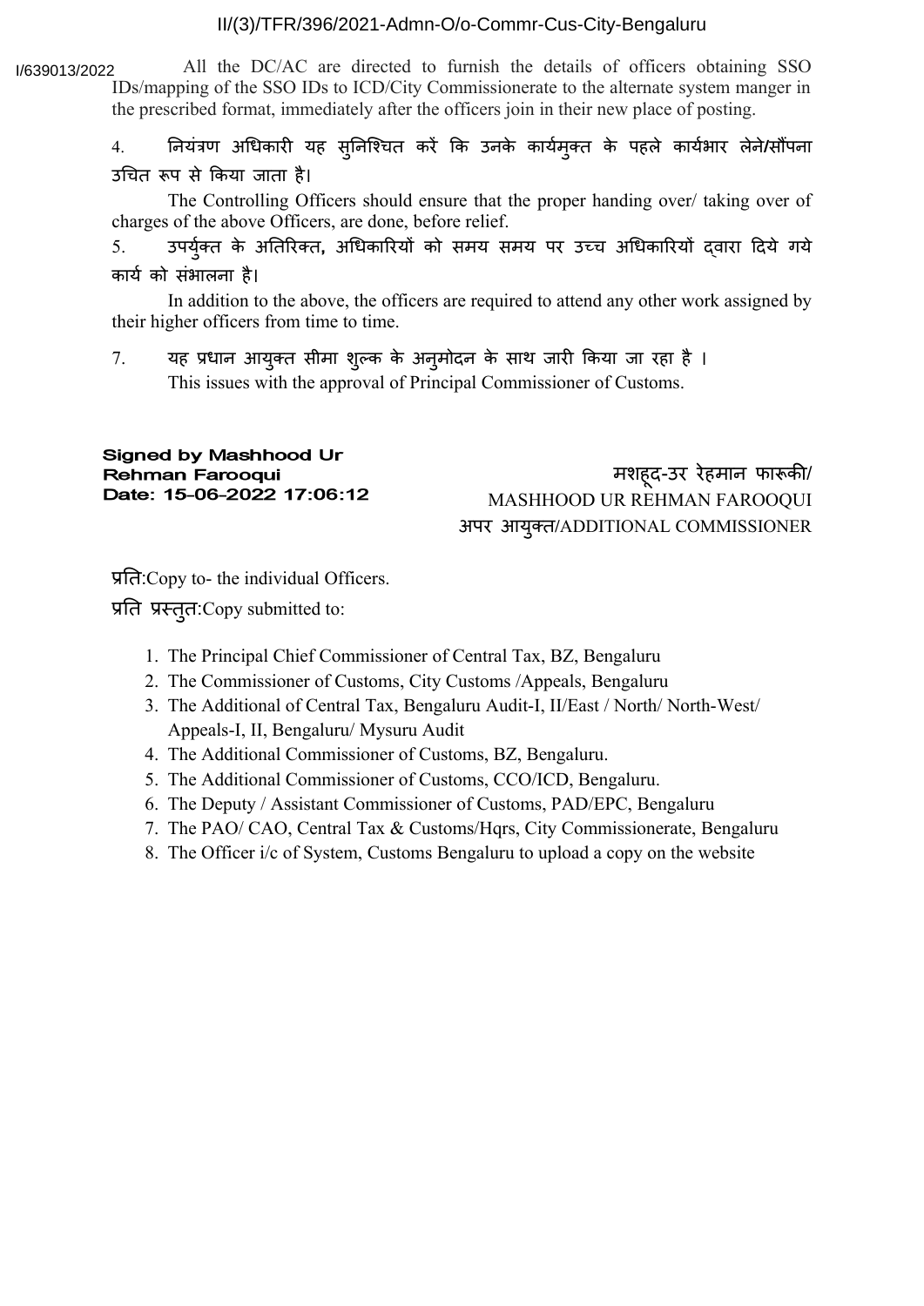All the DC/AC are directed to furnish the details of officers obtaining SSO IDs/mapping of the SSO IDs to ICD/City Commissionerate to the alternate system manger in the prescribed format, immediately after the officers join in their new place of posting.

4. नियंत्रण अधिकारी यह सुनिश्चित करें कि उनके कार्यमुक्त के पहले कार्यभार लेने/सौंपना उचित रूप से किया जाता है।

The Controlling Officers should ensure that the proper handing over/ taking over of charges of the above Officers, are done, before relief.

5. उपर्युक्त के अतिरिक्त, अधिकारियों को समय समय पर उच्च अधिकारियों द्वारा दिये गये कार्य को संभालना है।

In addition to the above, the officers are required to attend any other work assigned by their higher officers from time to time.

7. यह प्रधान आयुक्त सीमा शुल्क के अनुमोदन के साथ जारी किया जा रहा है ।
This issues with the approval of Principal Commissioner of Customs.

**Signed by Mashhood Ur Rehman Farooqui**
**Date: 15-06-2022 17:06:12**

मशहूद-उर रेहमान फारूकी/
MASHHOOD UR REHMAN FAROOQUI
अपर आयुक्त/ADDITIONAL COMMISSIONER

प्रति:Copy to- the individual Officers.

प्रति प्रस्तुत:Copy submitted to:

1. The Principal Chief Commissioner of Central Tax, BZ, Bengaluru
2. The Commissioner of Customs, City Customs /Appeals, Bengaluru
3. The Additional of Central Tax, Bengaluru Audit-I, II/East / North/ North-West/ Appeals-I, II, Bengaluru/ Mysuru Audit
4. The Additional Commissioner of Customs, BZ, Bengaluru.
5. The Additional Commissioner of Customs, CCO/ICD, Bengaluru.
6. The Deputy / Assistant Commissioner of Customs, PAD/EPC, Bengaluru
7. The PAO/ CAO, Central Tax & Customs/Hqrs, City Commissionerate, Bengaluru
8. The Officer i/c of System, Customs Bengaluru to upload a copy on the website